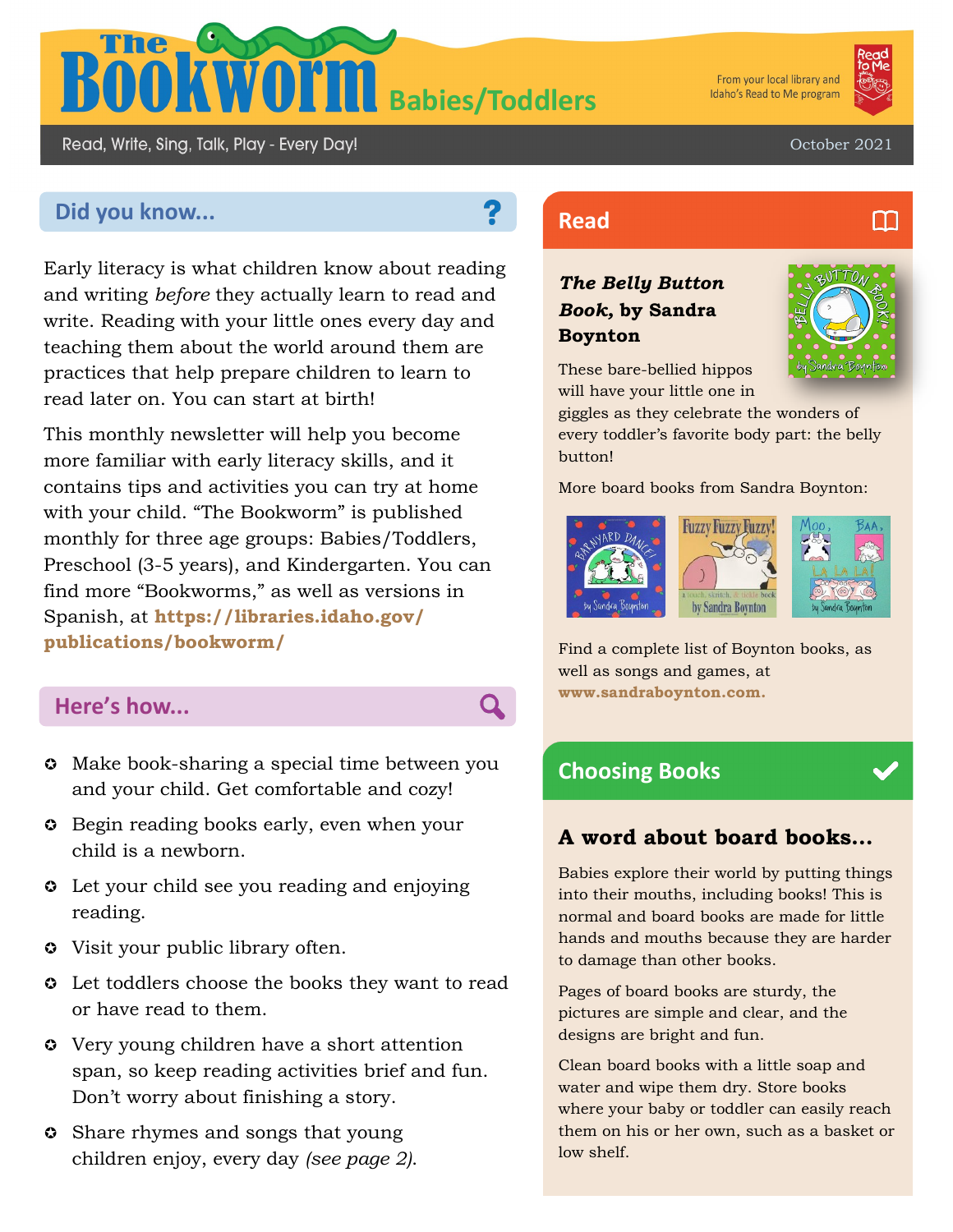# The Bookworm Babies/Toddlers

From your local library and Idaho's Read to Me program

Read, Write, Sing, Talk, Play - Every Day!

October 2021

## Did you know...

Early literacy is what children know about reading and writing *before* they actually learn to read and write. Reading with your little ones every day and teaching them about the world around them are practices that help prepare children to learn to read later on. You can start at birth!

This monthly newsletter will help you become more familiar with early literacy skills, and it contains tips and activities you can try at home with your child. "The Bookworm" is published monthly for three age groups: Babies/Toddlers, Preschool (3-5 years), and Kindergarten. You can find more "Bookworms," as well as versions in Spanish, at **https://libraries.idaho.gov/publications/bookworm/**

## Here's how...

- Make book-sharing a special time between you and your child. Get comfortable and cozy!
- Begin reading books early, even when your child is a newborn.
- Let your child see you reading and enjoying reading.
- Visit your public library often.
- Let toddlers choose the books they want to read or have read to them.
- Very young children have a short attention span, so keep reading activities brief and fun. Don't worry about finishing a story.
- Share rhymes and songs that young children enjoy, every day *(see page 2).*

## Read

***The Belly Button Book*, by Sandra Boynton**

These bare-bellied hippos will have your little one in giggles as they celebrate the wonders of every toddler's favorite body part: the belly button!

More board books from Sandra Boynton:

Find a complete list of Boynton books, as well as songs and games, at **www.sandraboynton.com.**

## Choosing Books

### A word about board books...

Babies explore their world by putting things into their mouths, including books! This is normal and board books are made for little hands and mouths because they are harder to damage than other books.

Pages of board books are sturdy, the pictures are simple and clear, and the designs are bright and fun.

Clean board books with a little soap and water and wipe them dry. Store books where your baby or toddler can easily reach them on his or her own, such as a basket or low shelf.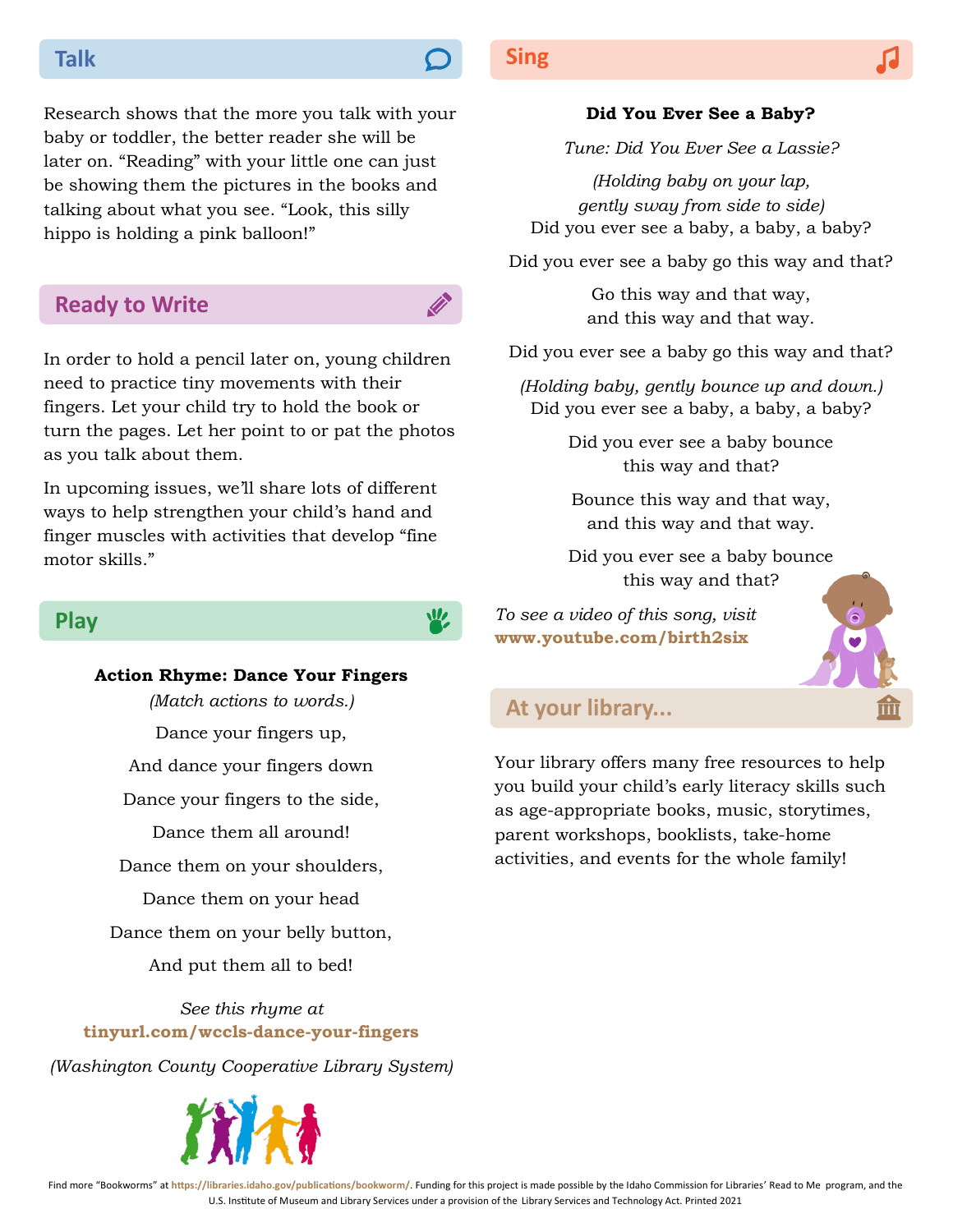## Talk

Research shows that the more you talk with your baby or toddler, the better reader she will be later on. "Reading" with your little one can just be showing them the pictures in the books and talking about what you see. "Look, this silly hippo is holding a pink balloon!"

## Ready to Write

In order to hold a pencil later on, young children need to practice tiny movements with their fingers. Let your child try to hold the book or turn the pages. Let her point to or pat the photos as you talk about them.

In upcoming issues, we'll share lots of different ways to help strengthen your child's hand and finger muscles with activities that develop "fine motor skills."

## Play

**Action Rhyme: Dance Your Fingers**

*(Match actions to words.)*

Dance your fingers up,

And dance your fingers down

Dance your fingers to the side,

Dance them all around!

Dance them on your shoulders,

Dance them on your head

Dance them on your belly button,

And put them all to bed!

*See this rhyme at*
**tinyurl.com/wccls-dance-your-fingers**

*(Washington County Cooperative Library System)*

## Sing

**Did You Ever See a Baby?**

*Tune: Did You Ever See a Lassie?*

*(Holding baby on your lap,
gently sway from side to side)*
Did you ever see a baby, a baby, a baby?

Did you ever see a baby go this way and that?

Go this way and that way,
and this way and that way.

Did you ever see a baby go this way and that?

*(Holding baby, gently bounce up and down.)*
Did you ever see a baby, a baby, a baby?

Did you ever see a baby bounce
this way and that?

Bounce this way and that way,
and this way and that way.

Did you ever see a baby bounce
this way and that?

*To see a video of this song, visit*
**www.youtube.com/birth2six**

## At your library...

Your library offers many free resources to help you build your child's early literacy skills such as age-appropriate books, music, storytimes, parent workshops, booklists, take-home activities, and events for the whole family!

Find more "Bookworms" at https://libraries.idaho.gov/publications/bookworm/. Funding for this project is made possible by the Idaho Commission for Libraries' Read to Me program, and the U.S. Institute of Museum and Library Services under a provision of the Library Services and Technology Act. Printed 2021